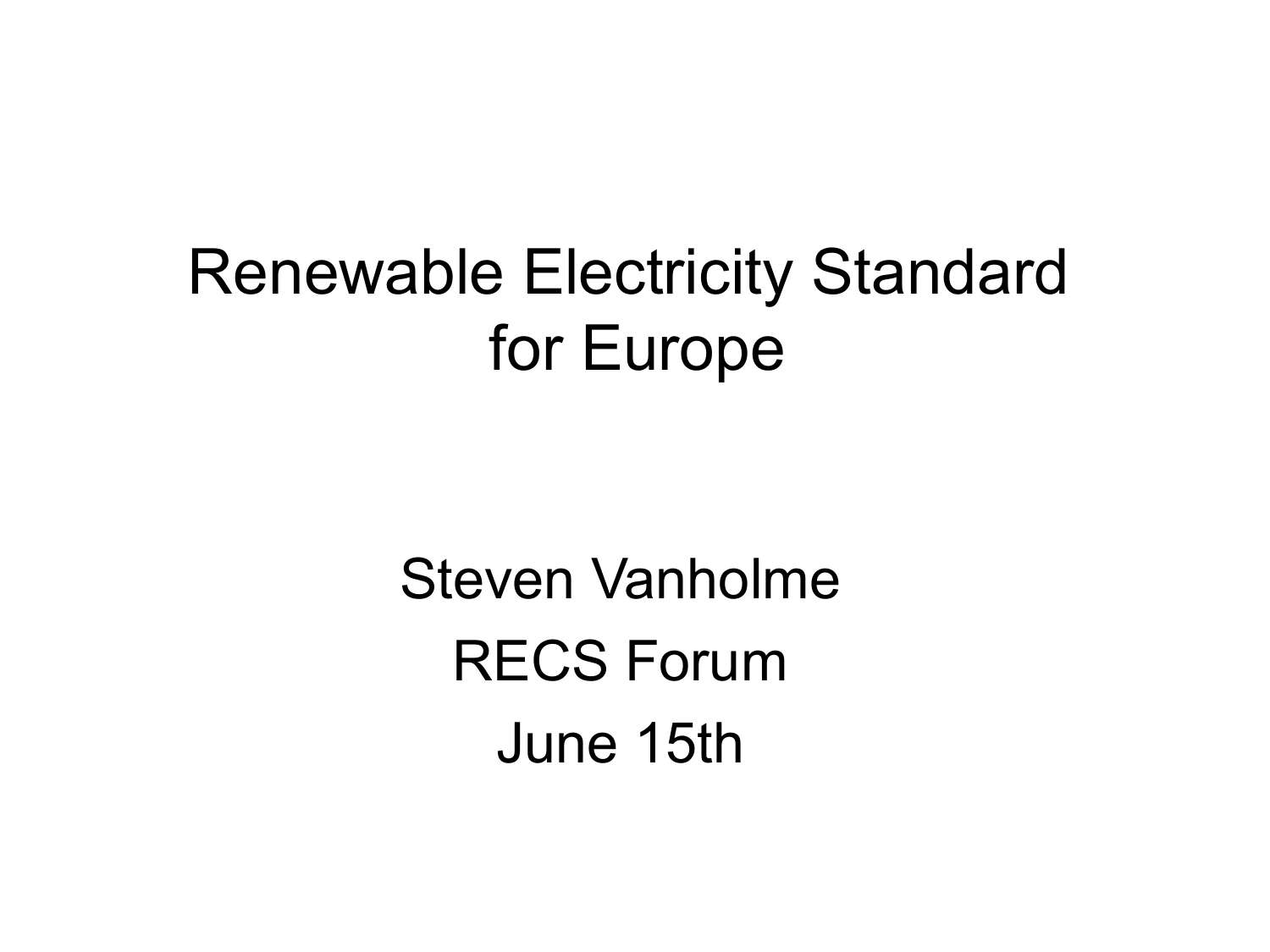# Renewable Electricity Standard for Europe

Steven Vanholme

RECS Forum

June 15th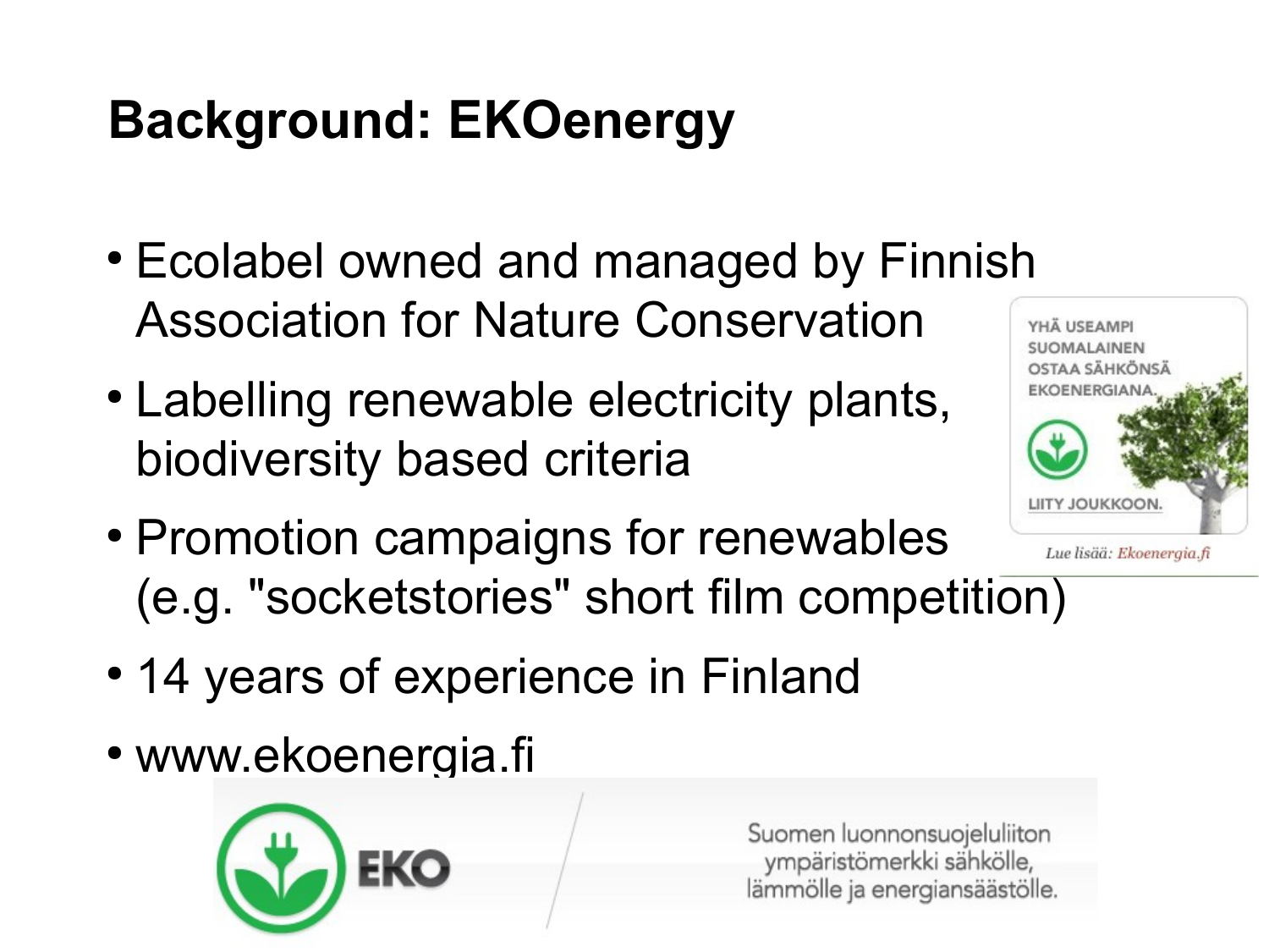# Background: EKOenergy

- Ecolabel owned and managed by Finnish Association for Nature Conservation
- Labelling renewable electricity plants, biodiversity based criteria
- Promotion campaigns for renewables (e.g. "socketstories" short film competition)
- 14 years of experience in Finland
- www.ekoenergia.fi

YHÄ USEAMPI SUOMALAINEN OSTAA SÄHKÖNSÄ EKOENERGIANA.

LIITY JOUKKOON.

*Lue lisää: Ekoenergia.fi*

EKO

Suomen luonnonsuojeluliiton ympäristömerkki sähkölle, lämmölle ja energiansäästölle.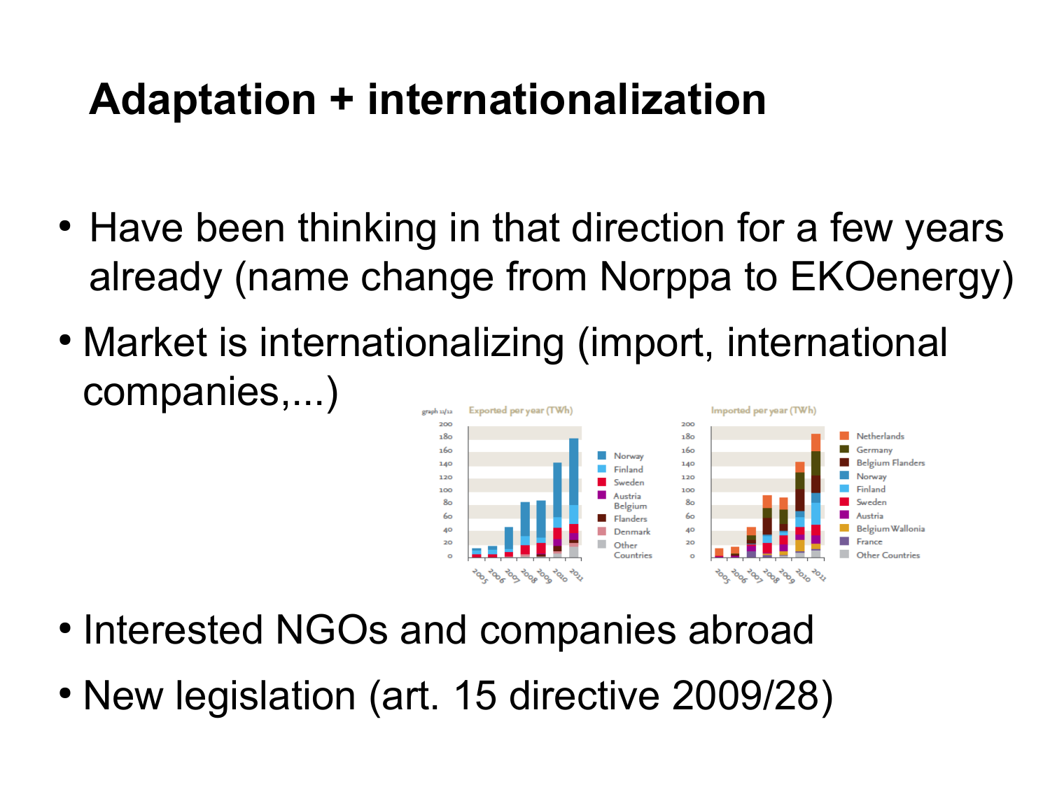# Adaptation + internationalization

- Have been thinking in that direction for a few years already (name change from Norppa to EKOenergy)
- Market is internationalizing (import, international companies,...)
- Interested NGOs and companies abroad
- New legislation (art. 15 directive 2009/28)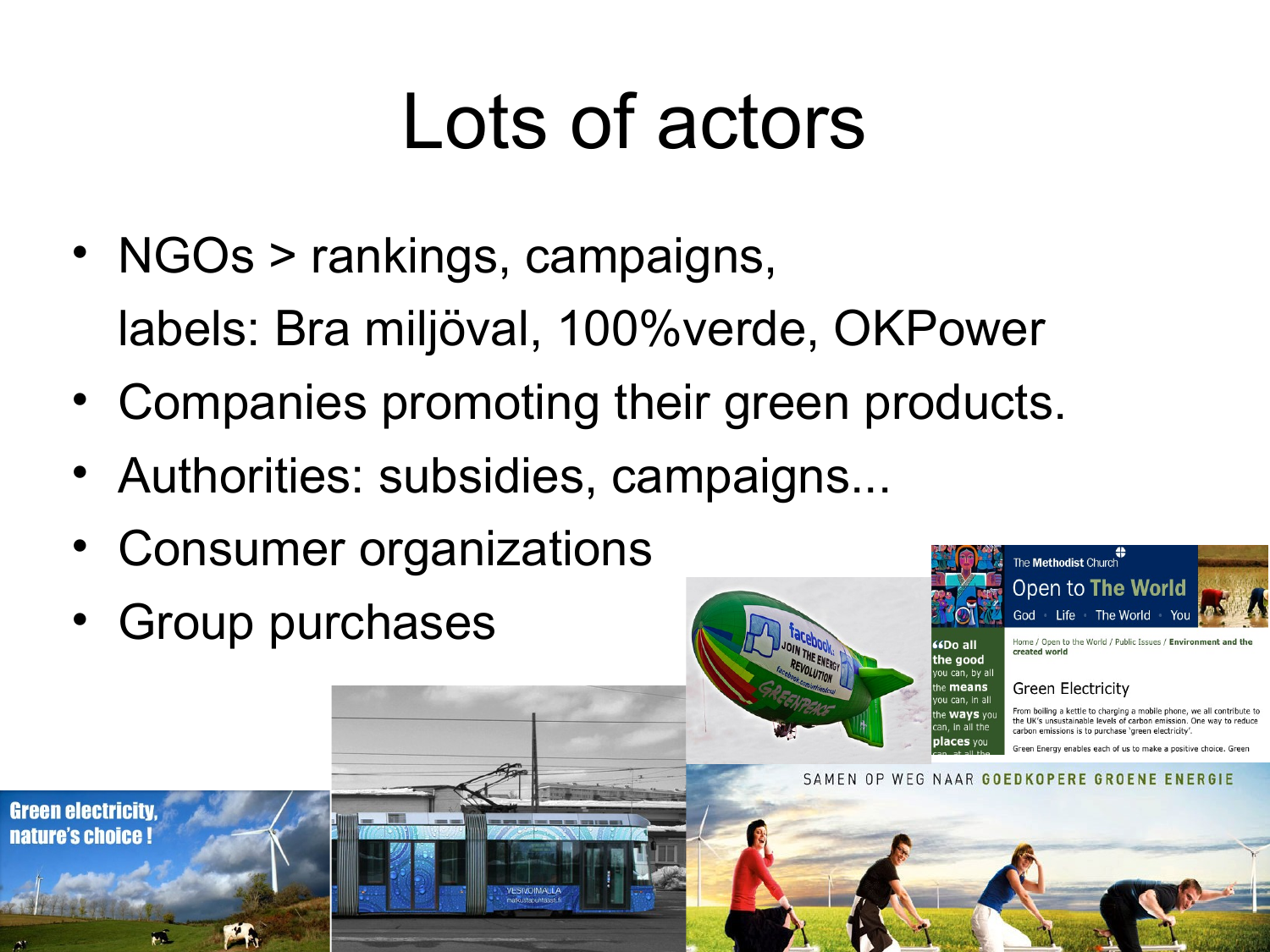# Lots of actors

- NGOs > rankings, campaigns, labels: Bra miljöval, 100%verde, OKPower
- Companies promoting their green products.
- Authorities: subsidies, campaigns...
- Consumer organizations
- Group purchases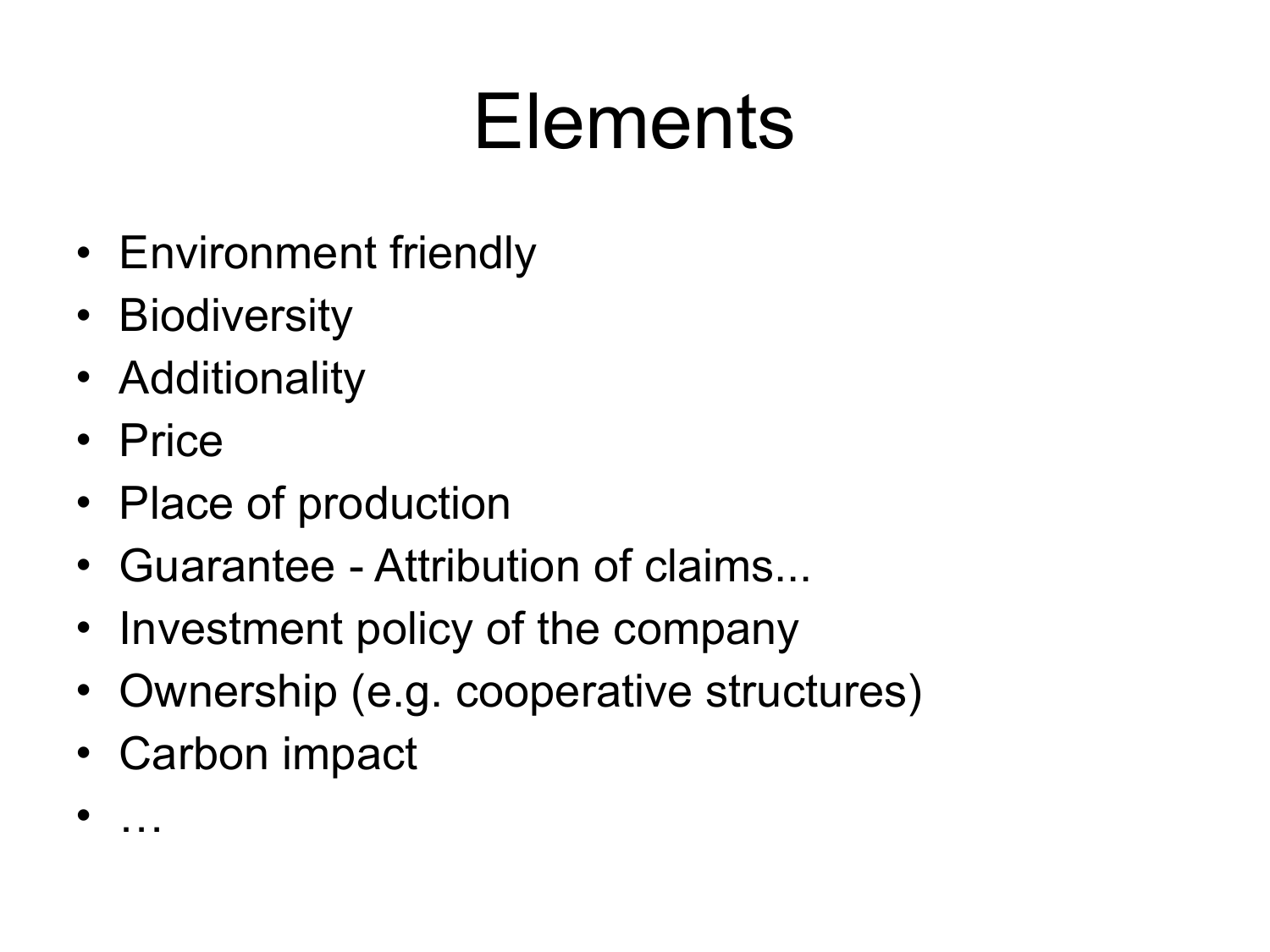# Elements

- Environment friendly
- Biodiversity
- Additionality
- Price
- Place of production
- Guarantee - Attribution of claims...
- Investment policy of the company
- Ownership (e.g. cooperative structures)
- Carbon impact
- …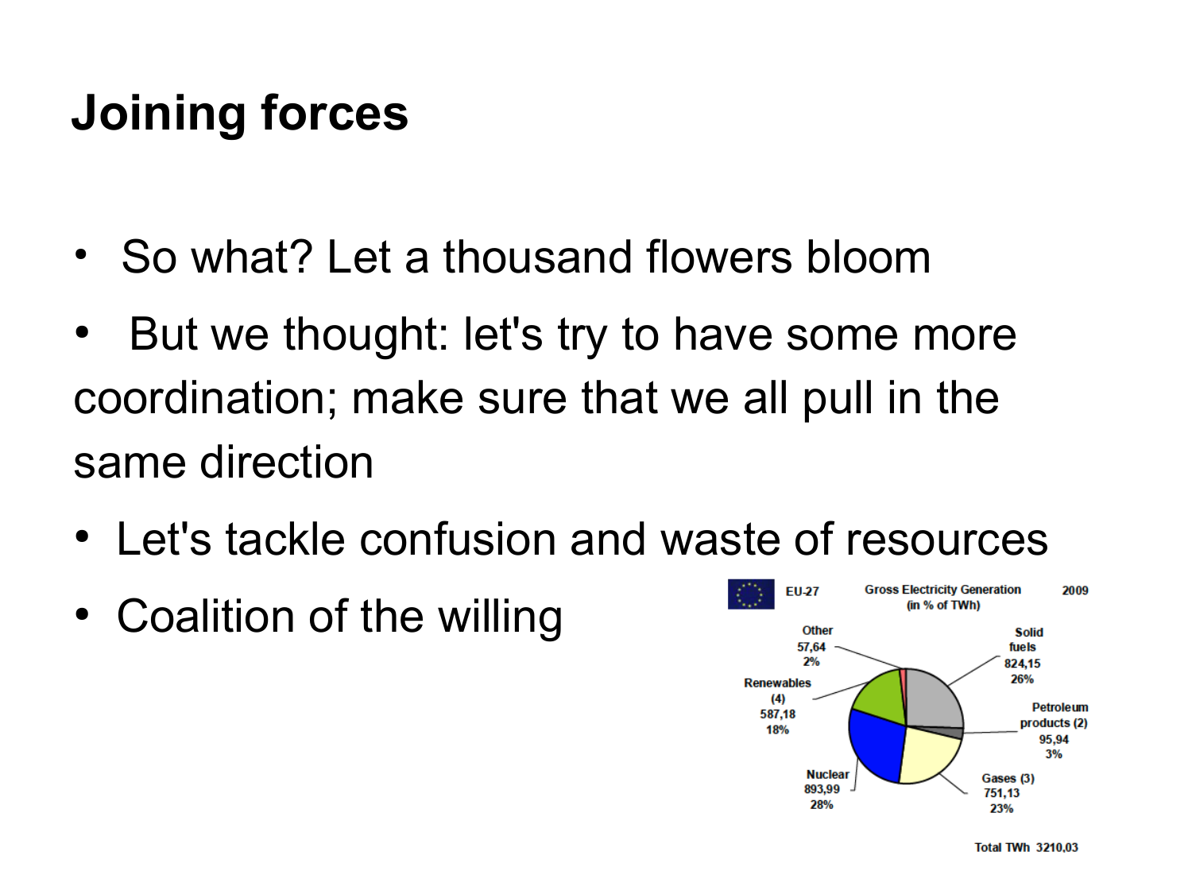# Joining forces

- So what? Let a thousand flowers bloom
- But we thought: let's try to have some more coordination; make sure that we all pull in the same direction
- Let's tackle confusion and waste of resources
- Coalition of the willing

EU-27 Gross Electricity Generation (in % of TWh) 2009

- Solid fuels 824,15 26%
- Petroleum products (2) 95,94 3%
- Gases (3) 751,13 23%
- Nuclear 893,99 28%
- Renewables (4) 587,18 18%
- Other 57,64 2%

Total TWh 3210,03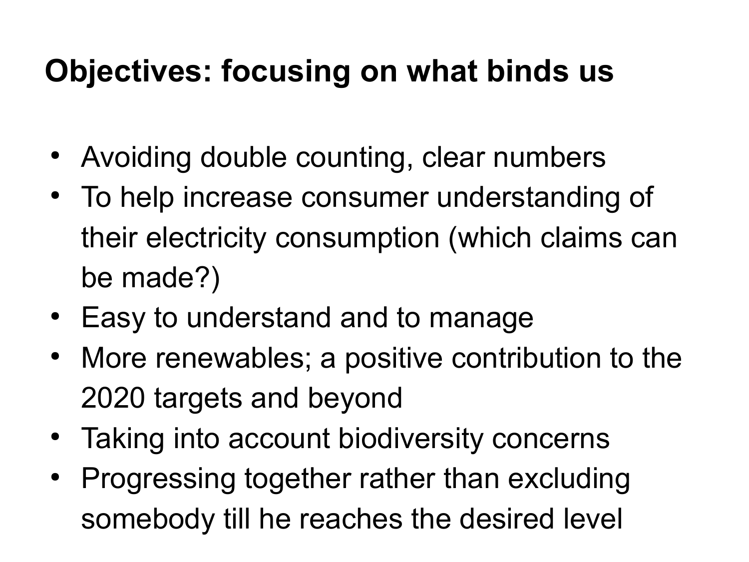# Objectives: focusing on what binds us

- Avoiding double counting, clear numbers
- To help increase consumer understanding of their electricity consumption (which claims can be made?)
- Easy to understand and to manage
- More renewables; a positive contribution to the 2020 targets and beyond
- Taking into account biodiversity concerns
- Progressing together rather than excluding somebody till he reaches the desired level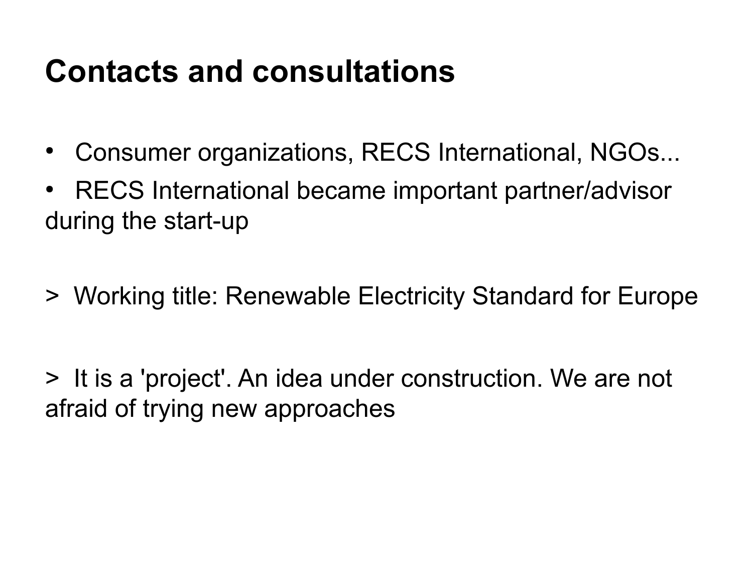# Contacts and consultations

- Consumer organizations, RECS International, NGOs...
- RECS International became important partner/advisor during the start-up

> Working title: Renewable Electricity Standard for Europe

> It is a 'project'. An idea under construction. We are not afraid of trying new approaches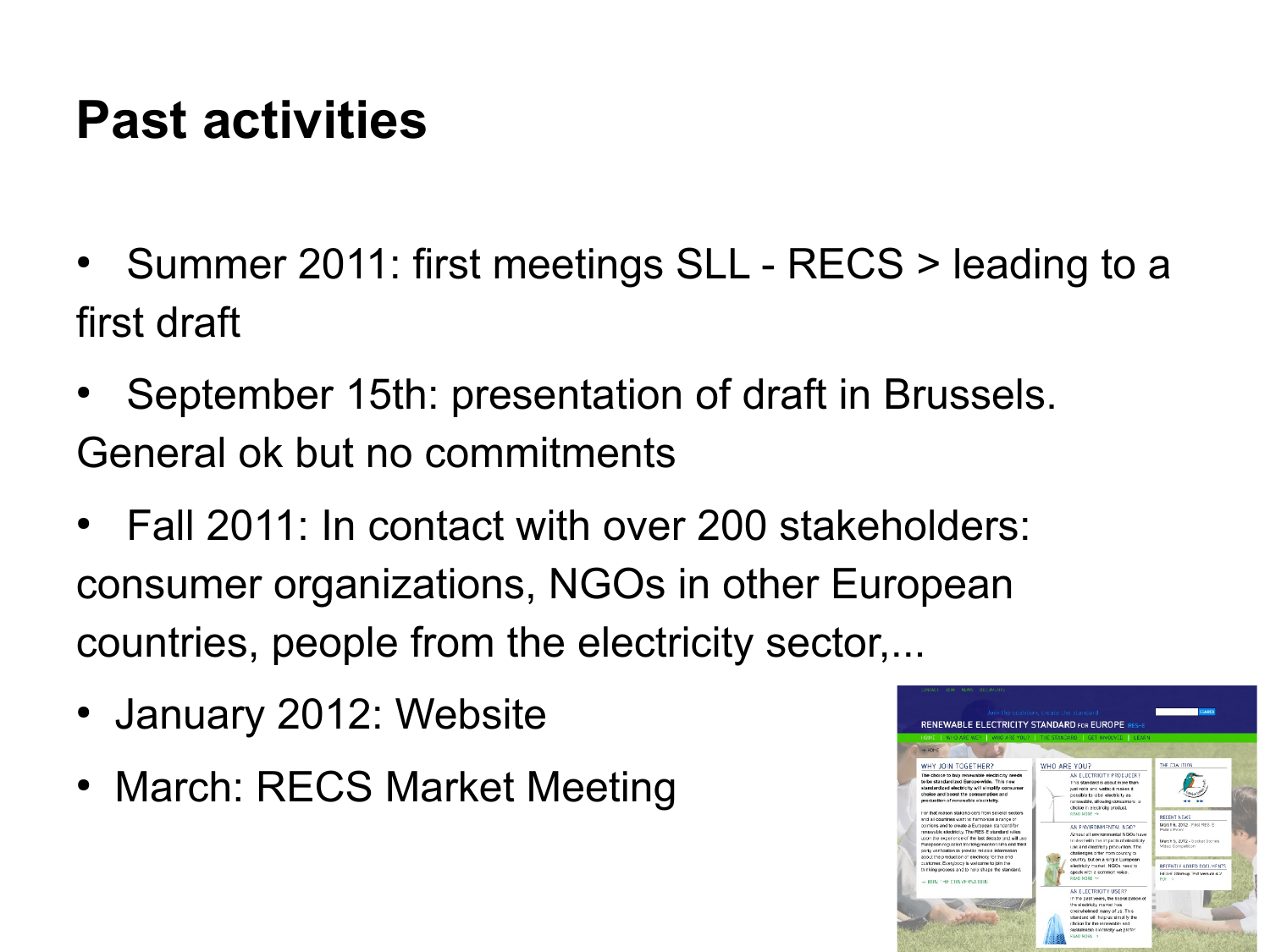# Past activities

- Summer 2011: first meetings SLL - RECS > leading to a first draft
- September 15th: presentation of draft in Brussels. General ok but no commitments
- Fall 2011: In contact with over 200 stakeholders: consumer organizations, NGOs in other European countries, people from the electricity sector,...
- January 2012: Website
- March: RECS Market Meeting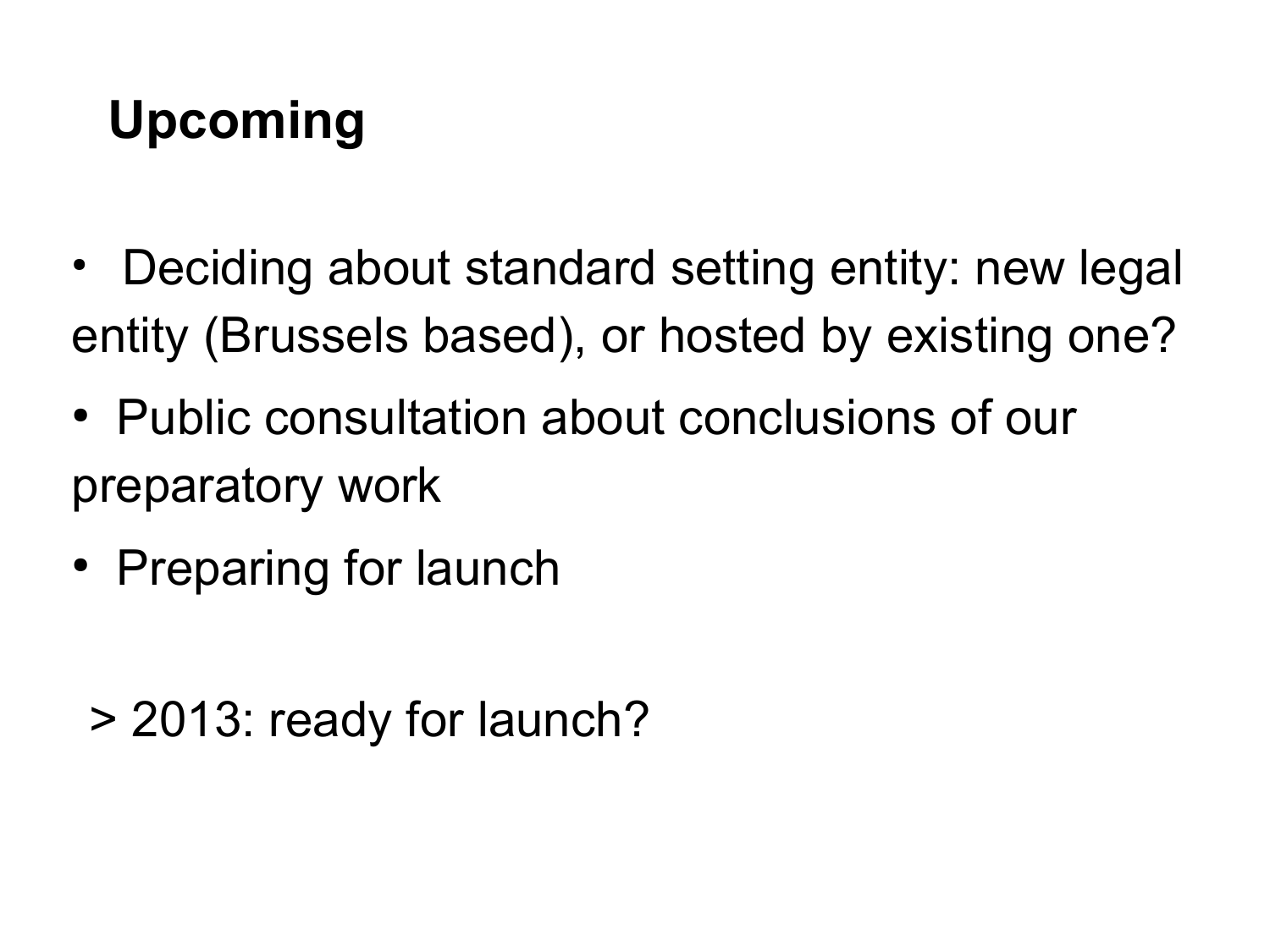## Upcoming

- Deciding about standard setting entity: new legal entity (Brussels based), or hosted by existing one?
- Public consultation about conclusions of our preparatory work
- Preparing for launch

> 2013: ready for launch?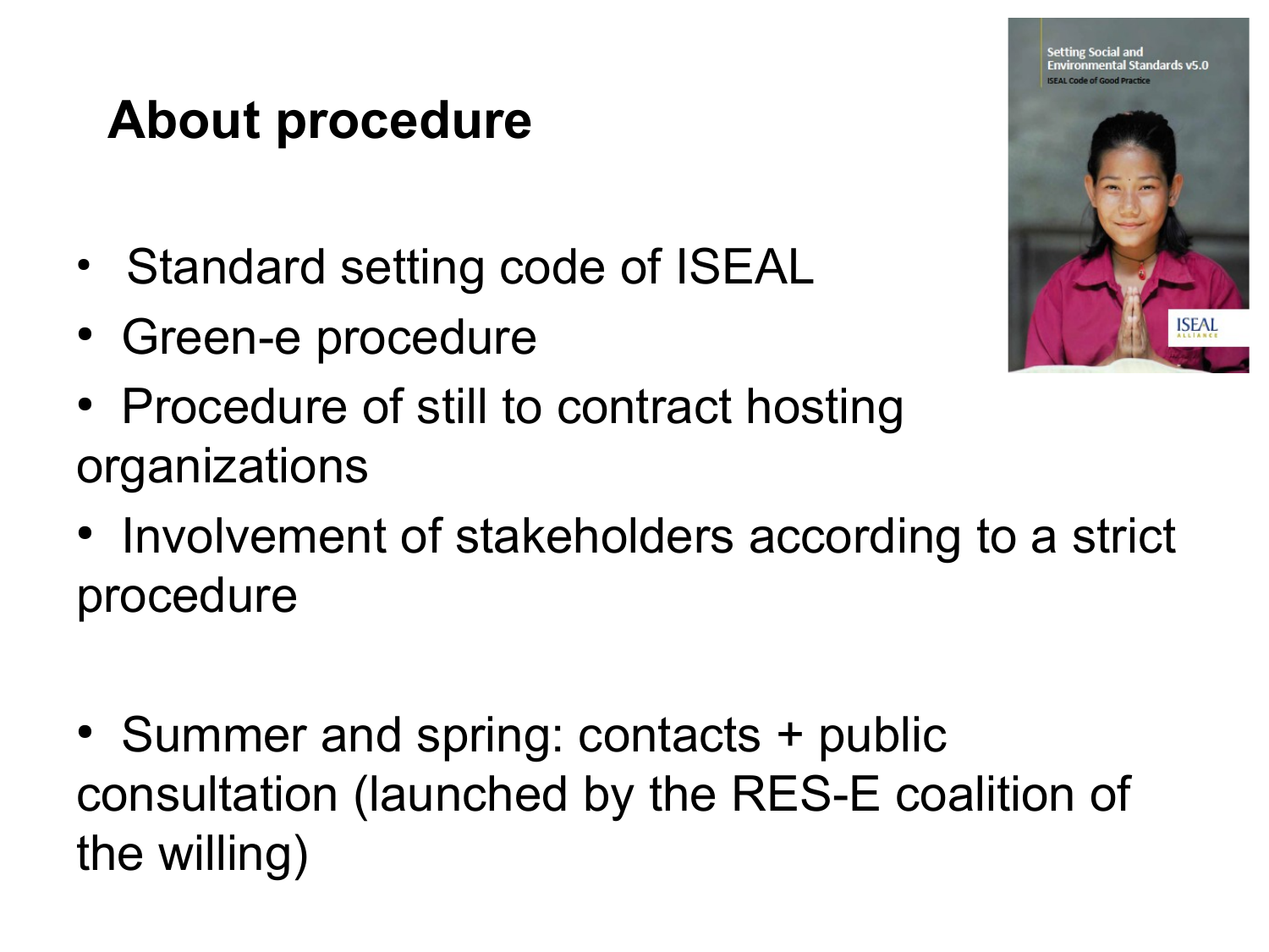# About procedure

- Standard setting code of ISEAL
- Green-e procedure
- Procedure of still to contract hosting organizations
- Involvement of stakeholders according to a strict procedure

- Summer and spring: contacts + public consultation (launched by the RES-E coalition of the willing)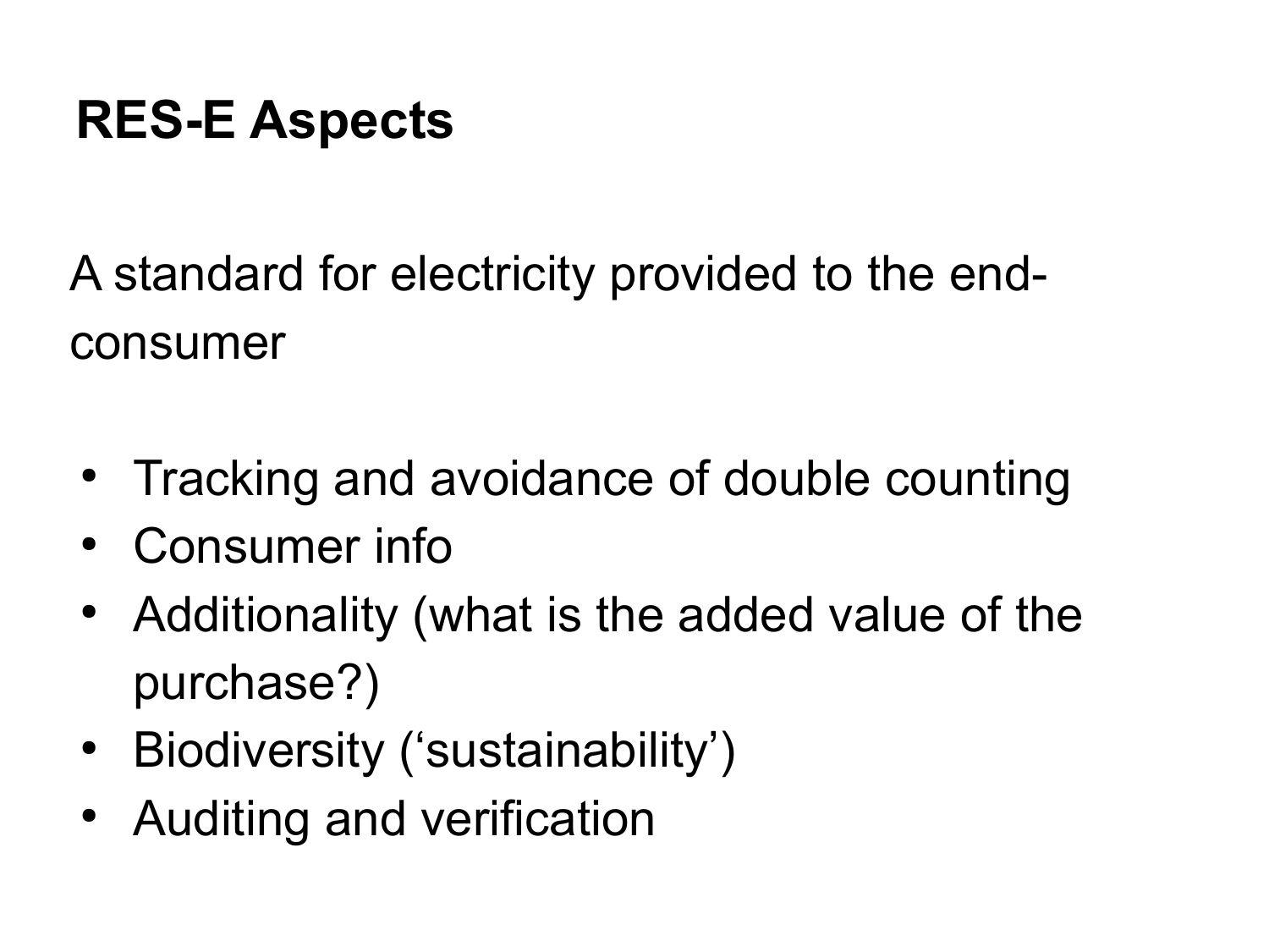# RES-E Aspects

A standard for electricity provided to the end-consumer

- Tracking and avoidance of double counting
- Consumer info
- Additionality (what is the added value of the purchase?)
- Biodiversity ('sustainability')
- Auditing and verification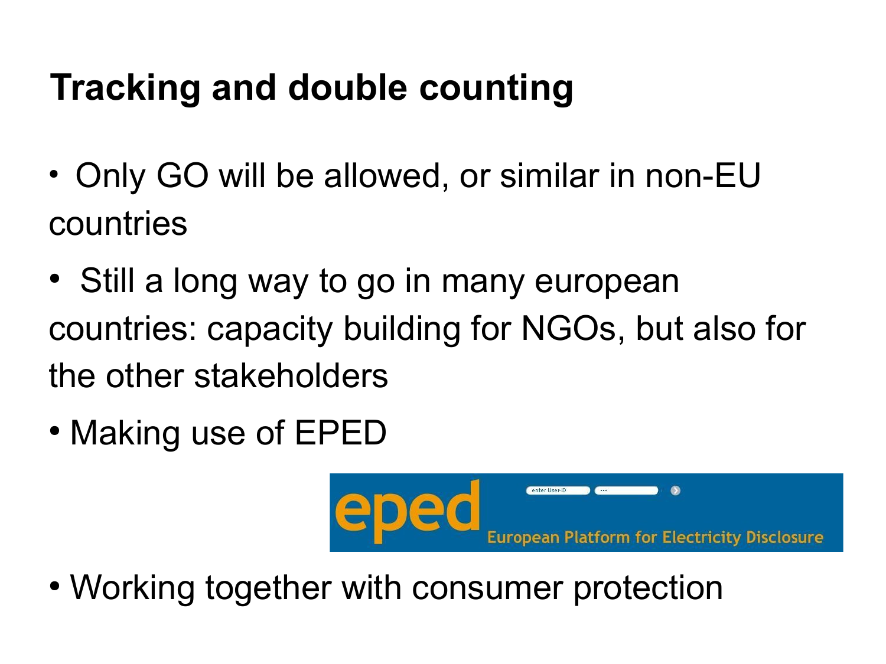# Tracking and double counting

- Only GO will be allowed, or similar in non-EU countries
- Still a long way to go in many european countries: capacity building for NGOs, but also for the other stakeholders
- Making use of EPED
- Working together with consumer protection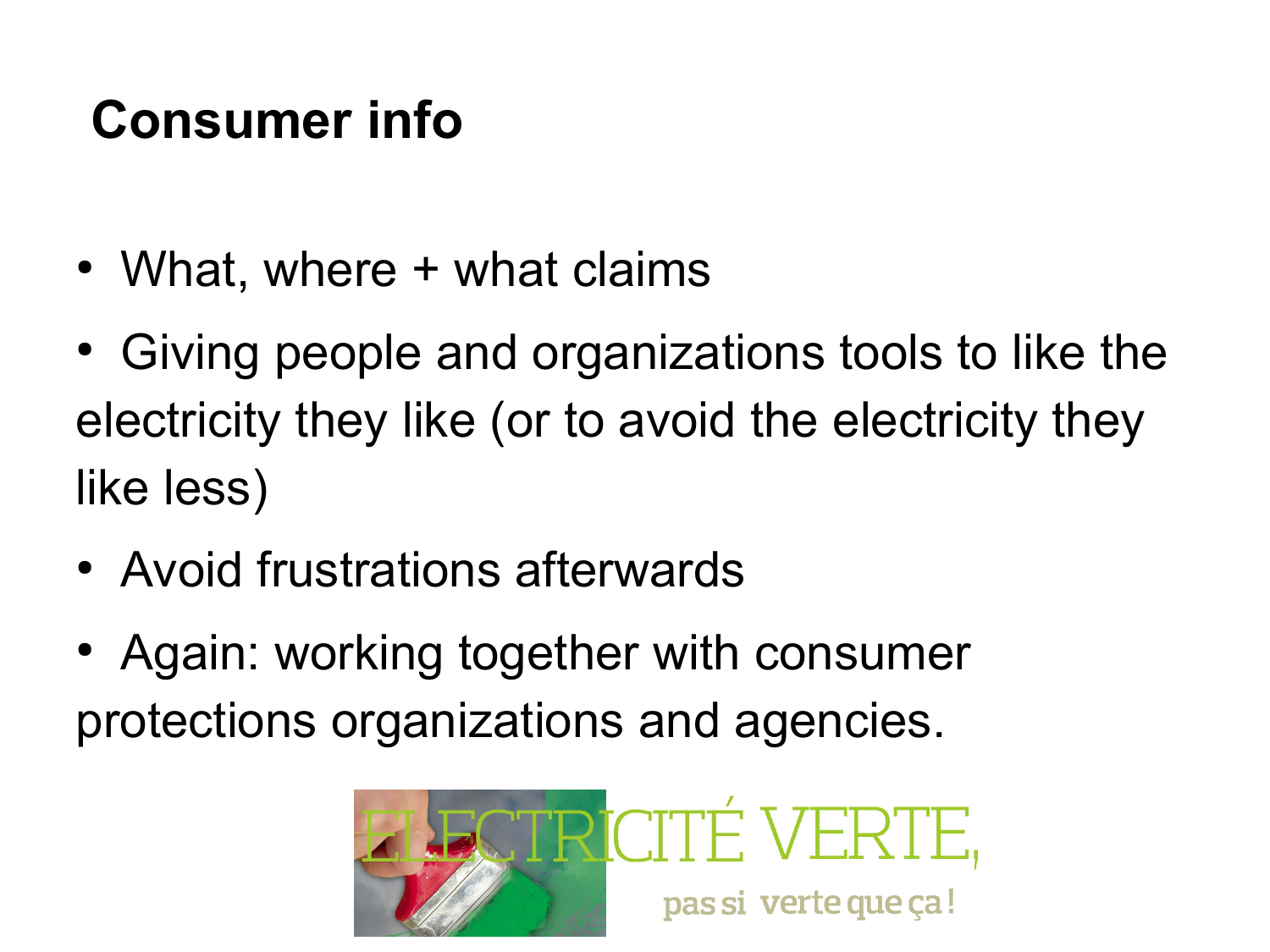# Consumer info

- What, where + what claims
- Giving people and organizations tools to like the electricity they like (or to avoid the electricity they like less)
- Avoid frustrations afterwards
- Again: working together with consumer protections organizations and agencies.

ELECTRICITÉ VERTE, pas si verte que ça!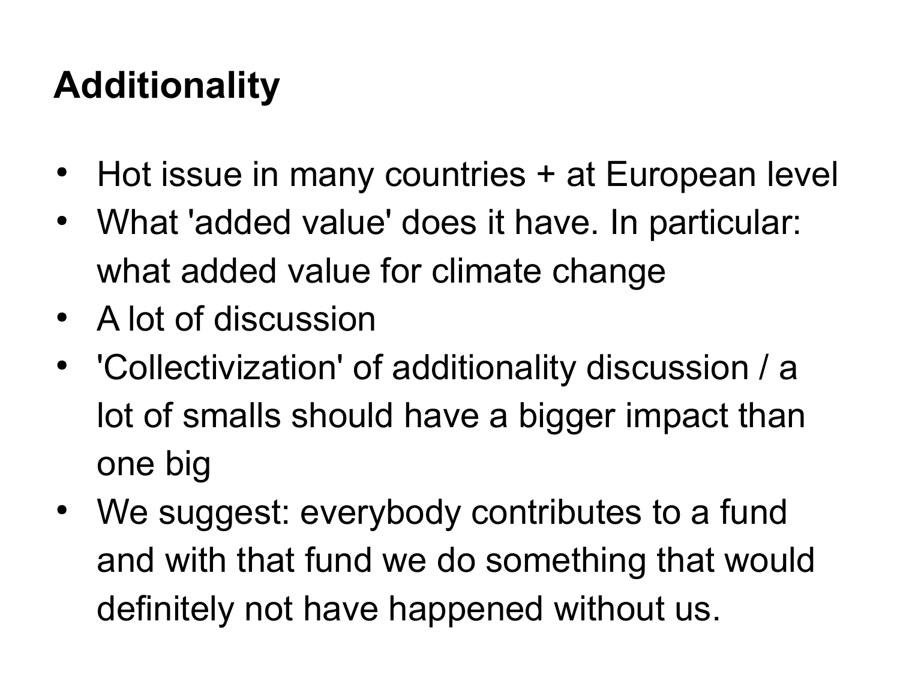## Additionality

- Hot issue in many countries + at European level
- What 'added value' does it have. In particular: what added value for climate change
- A lot of discussion
- 'Collectivization' of additionality discussion / a lot of smalls should have a bigger impact than one big
- We suggest: everybody contributes to a fund and with that fund we do something that would definitely not have happened without us.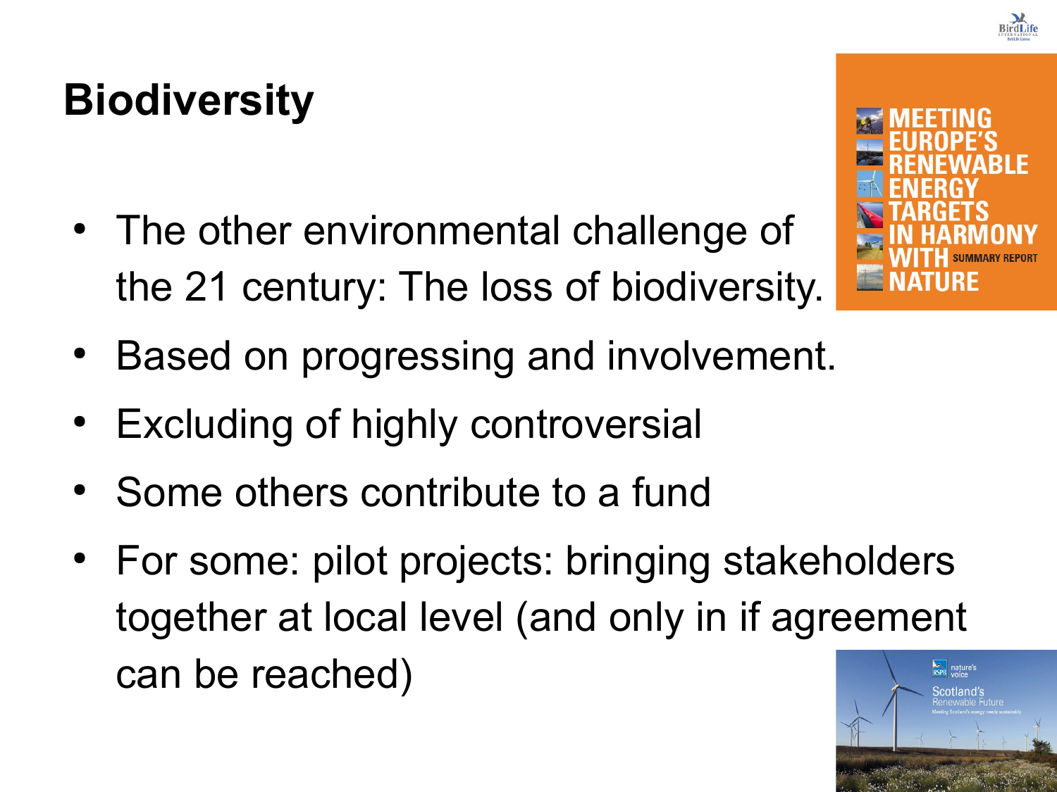# Biodiversity

- The other environmental challenge of the 21 century: The loss of biodiversity.
- Based on progressing and involvement.
- Excluding of highly controversial
- Some others contribute to a fund
- For some: pilot projects: bringing stakeholders together at local level (and only in if agreement can be reached)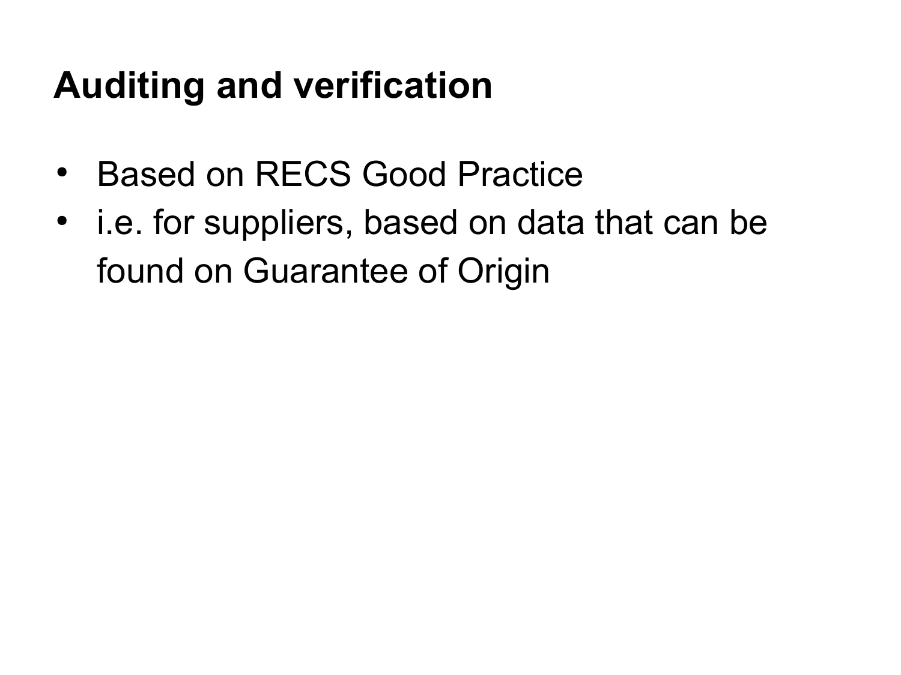## Auditing and verification

- Based on RECS Good Practice
- i.e. for suppliers, based on data that can be found on Guarantee of Origin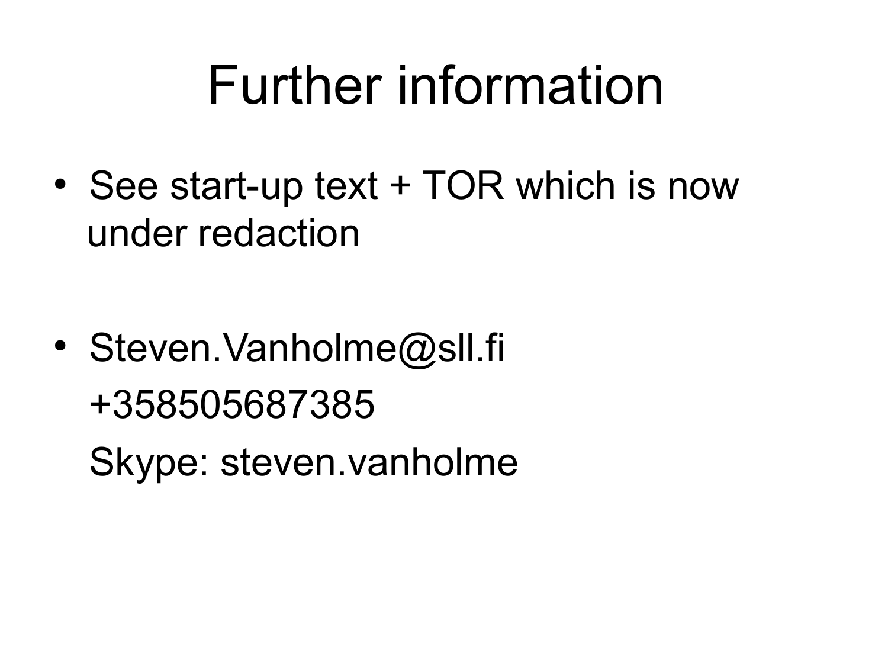# Further information

- See start-up text + TOR which is now under redaction

- Steven.Vanholme@sll.fi
  +358505687385
  Skype: steven.vanholme